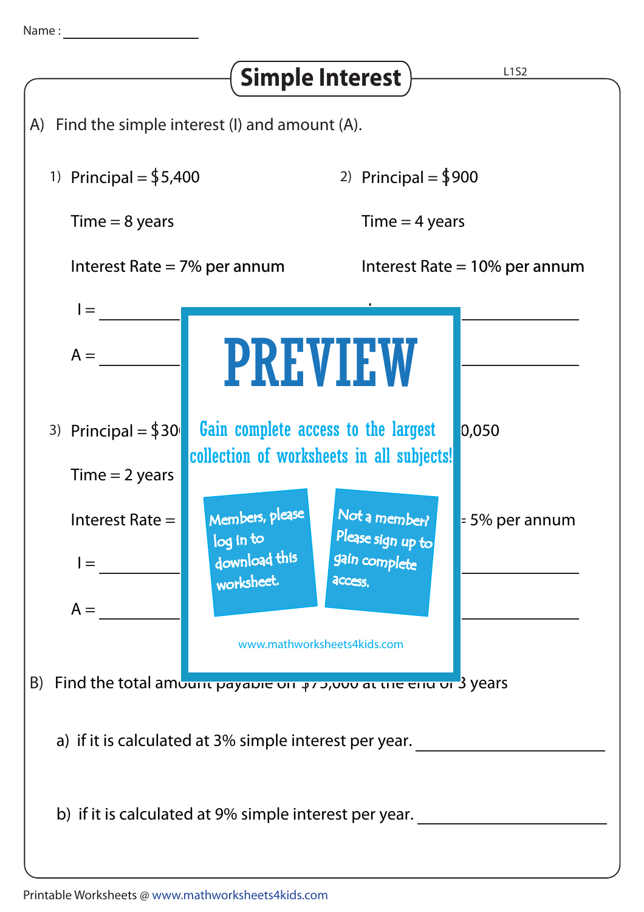Name : ____________

# Simple Interest

L1S2

A) Find the simple interest (I) and amount (A).

1) Principal = \$5,400

Time = 8 years

Interest Rate = 7% per annum

I = ____________

A = ____________

2) Principal = \$900

Time = 4 years

Interest Rate = 10% per annum

I = ____________

A = ____________

3) Principal = \$30

Time = 2 years

Interest Rate =

I = ____________

A = ____________

0,050

5% per annum

PREVIEW

Gain complete access to the largest collection of worksheets in all subjects!

Members, please log in to download this worksheet.

Not a member? Please sign up to gain complete access.

www.mathworksheets4kids.com

B) Find the total amount payable on \$75,000 at the end of 3 years

a) if it is calculated at 3% simple interest per year. ____________

b) if it is calculated at 9% simple interest per year. ____________

Printable Worksheets @ www.mathworksheets4kids.com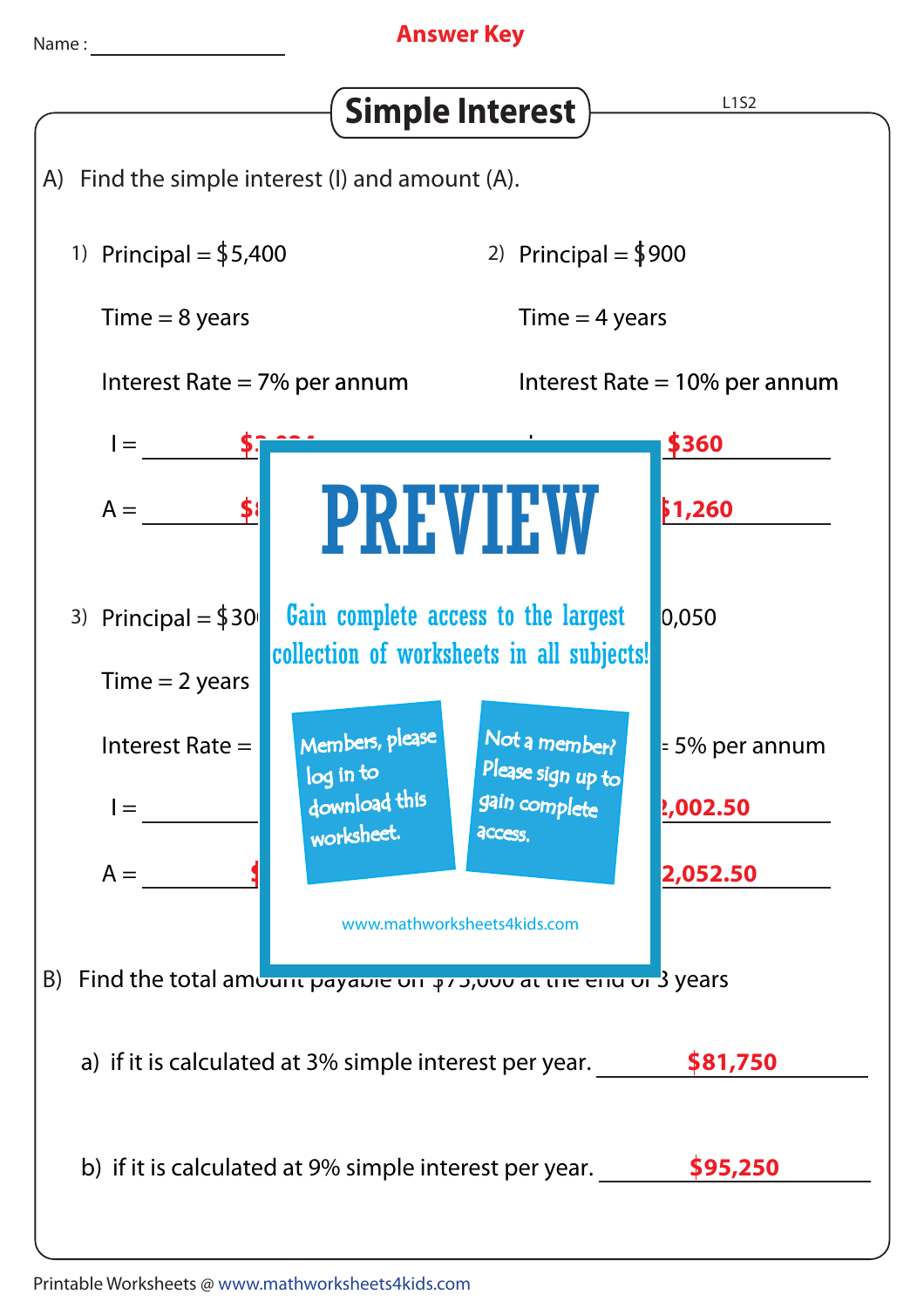Name : ________________

**Answer Key**

# Simple Interest

L1S2

A) Find the simple interest (I) and amount (A).

1) Principal = $5,400

Time = 8 years

Interest Rate = 7% per annum

I = $3,024

A = $8...

2) Principal = $900

Time = 4 years

Interest Rate = 10% per annum

I = $360

A = $1,260

3) Principal = $30...

Time = 2 years

Interest Rate = ...

I = ...

A = $...

4) ...0,050

... 5% per annum

I = ...2,002.50

A = ...2,052.50

PREVIEW

Gain complete access to the largest collection of worksheets in all subjects!

Members, please log in to download this worksheet.

Not a member? Please sign up to gain complete access.

www.mathworksheets4kids.com

B) Find the total amount payable on $75,000 at the end of 3 years

a) if it is calculated at 3% simple interest per year. **$81,750**

b) if it is calculated at 9% simple interest per year. **$95,250**

Printable Worksheets @ www.mathworksheets4kids.com